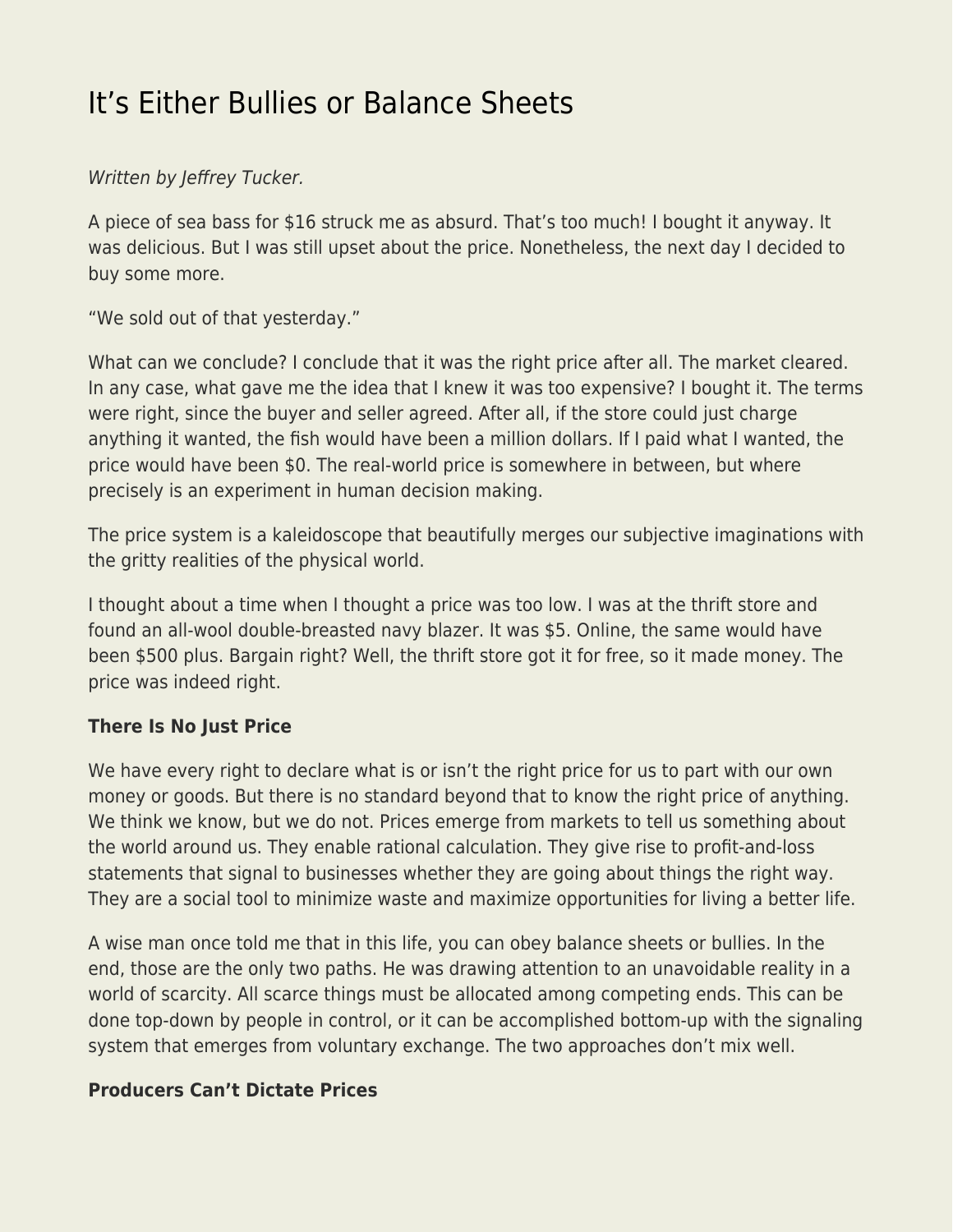# It's Either Bullies or Balance Sheets

*Written by Jeffrey Tucker.*

A piece of sea bass for $16 struck me as absurd. That's too much! I bought it anyway. It was delicious. But I was still upset about the price. Nonetheless, the next day I decided to buy some more.

"We sold out of that yesterday."

What can we conclude? I conclude that it was the right price after all. The market cleared. In any case, what gave me the idea that I knew it was too expensive? I bought it. The terms were right, since the buyer and seller agreed. After all, if the store could just charge anything it wanted, the fish would have been a million dollars. If I paid what I wanted, the price would have been $0. The real-world price is somewhere in between, but where precisely is an experiment in human decision making.

The price system is a kaleidoscope that beautifully merges our subjective imaginations with the gritty realities of the physical world.

I thought about a time when I thought a price was too low. I was at the thrift store and found an all-wool double-breasted navy blazer. It was $5. Online, the same would have been $500 plus. Bargain right? Well, the thrift store got it for free, so it made money. The price was indeed right.

### There Is No Just Price

We have every right to declare what is or isn't the right price for us to part with our own money or goods. But there is no standard beyond that to know the right price of anything. We think we know, but we do not. Prices emerge from markets to tell us something about the world around us. They enable rational calculation. They give rise to profit-and-loss statements that signal to businesses whether they are going about things the right way. They are a social tool to minimize waste and maximize opportunities for living a better life.

A wise man once told me that in this life, you can obey balance sheets or bullies. In the end, those are the only two paths. He was drawing attention to an unavoidable reality in a world of scarcity. All scarce things must be allocated among competing ends. This can be done top-down by people in control, or it can be accomplished bottom-up with the signaling system that emerges from voluntary exchange. The two approaches don't mix well.

### Producers Can't Dictate Prices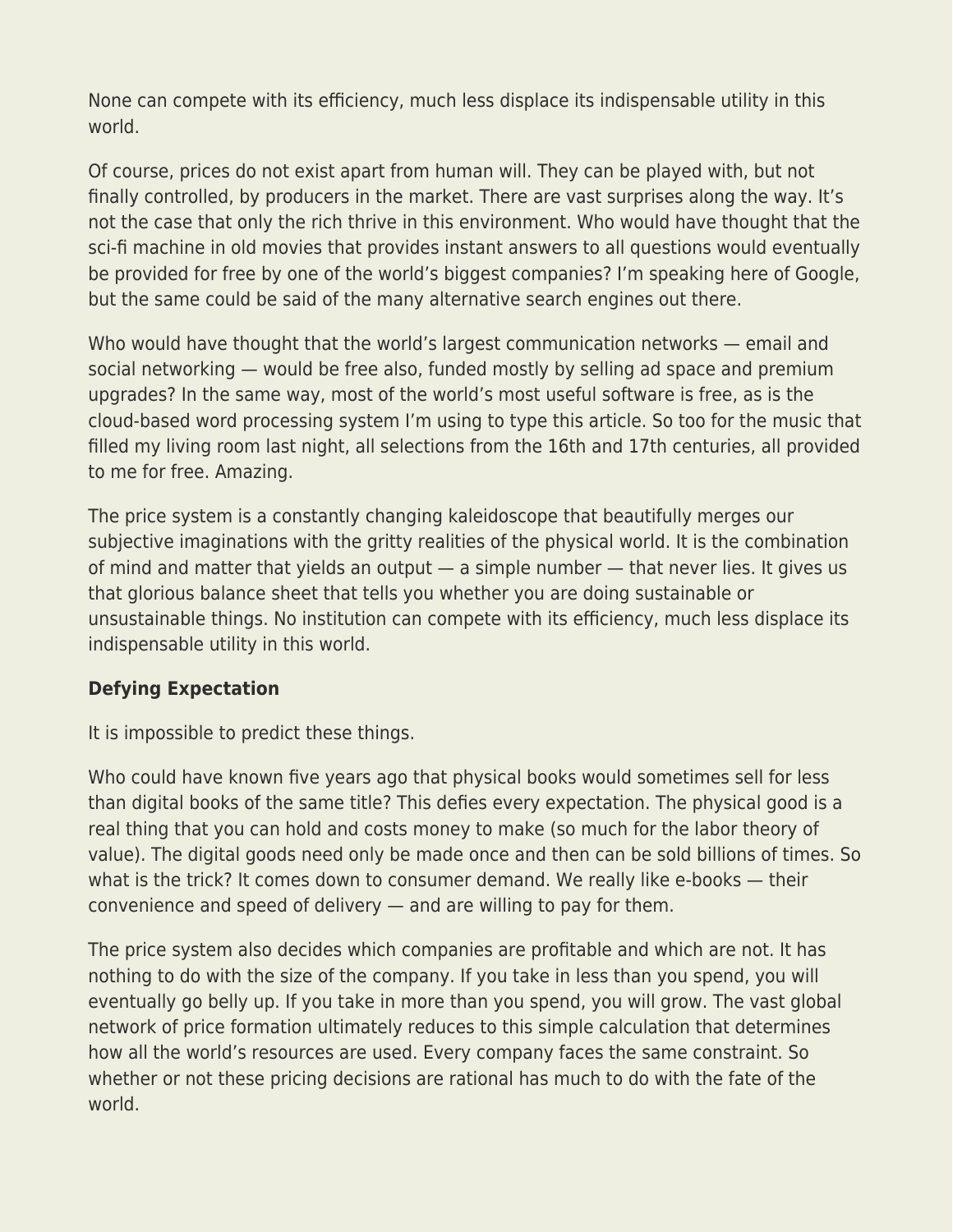None can compete with its efficiency, much less displace its indispensable utility in this world.

Of course, prices do not exist apart from human will. They can be played with, but not finally controlled, by producers in the market. There are vast surprises along the way. It's not the case that only the rich thrive in this environment. Who would have thought that the sci-fi machine in old movies that provides instant answers to all questions would eventually be provided for free by one of the world's biggest companies? I'm speaking here of Google, but the same could be said of the many alternative search engines out there.

Who would have thought that the world's largest communication networks — email and social networking — would be free also, funded mostly by selling ad space and premium upgrades? In the same way, most of the world's most useful software is free, as is the cloud-based word processing system I'm using to type this article. So too for the music that filled my living room last night, all selections from the 16th and 17th centuries, all provided to me for free. Amazing.

The price system is a constantly changing kaleidoscope that beautifully merges our subjective imaginations with the gritty realities of the physical world. It is the combination of mind and matter that yields an output — a simple number — that never lies. It gives us that glorious balance sheet that tells you whether you are doing sustainable or unsustainable things. No institution can compete with its efficiency, much less displace its indispensable utility in this world.

**Defying Expectation**

It is impossible to predict these things.

Who could have known five years ago that physical books would sometimes sell for less than digital books of the same title? This defies every expectation. The physical good is a real thing that you can hold and costs money to make (so much for the labor theory of value). The digital goods need only be made once and then can be sold billions of times. So what is the trick? It comes down to consumer demand. We really like e-books — their convenience and speed of delivery — and are willing to pay for them.

The price system also decides which companies are profitable and which are not. It has nothing to do with the size of the company. If you take in less than you spend, you will eventually go belly up. If you take in more than you spend, you will grow. The vast global network of price formation ultimately reduces to this simple calculation that determines how all the world's resources are used. Every company faces the same constraint. So whether or not these pricing decisions are rational has much to do with the fate of the world.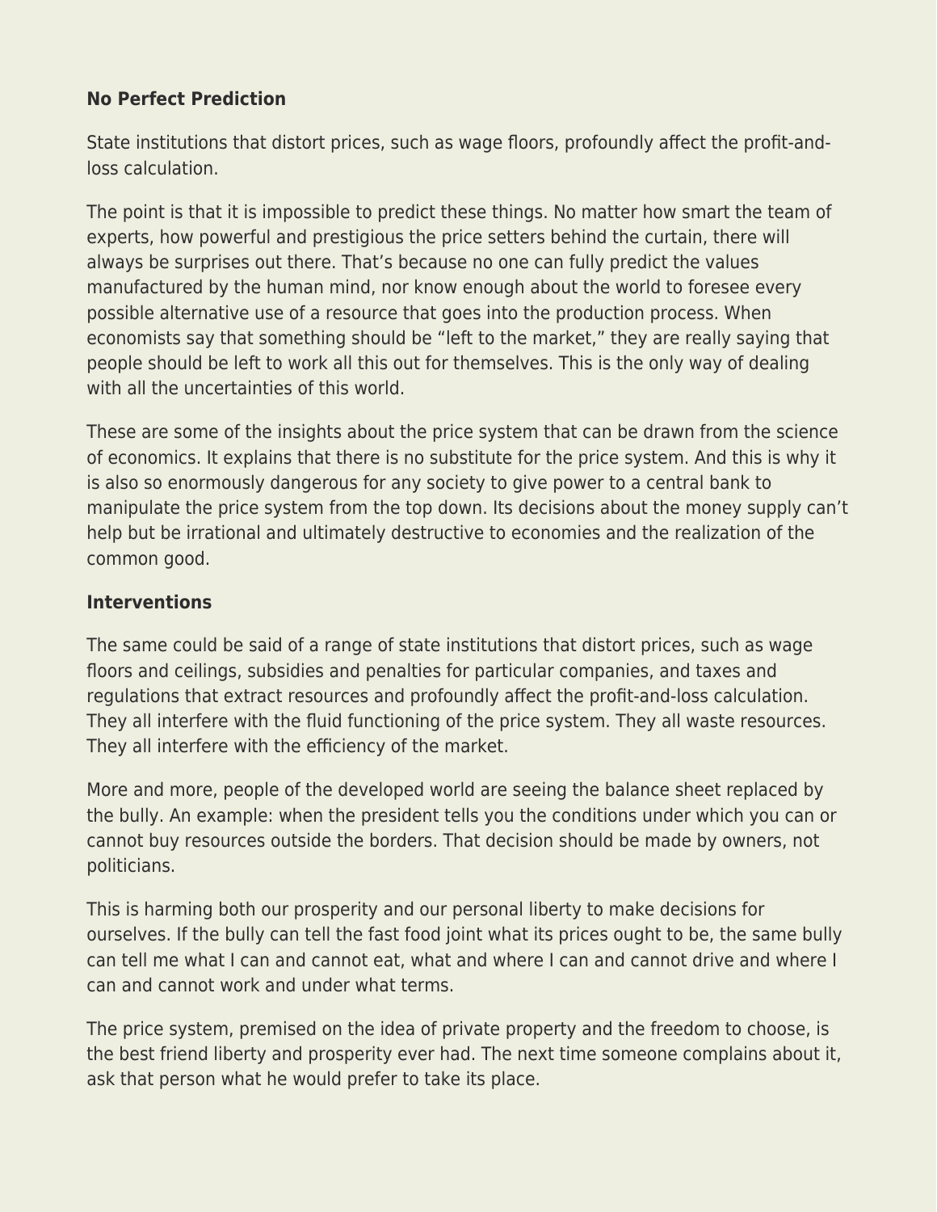**No Perfect Prediction**

State institutions that distort prices, such as wage floors, profoundly affect the profit-and-loss calculation.

The point is that it is impossible to predict these things. No matter how smart the team of experts, how powerful and prestigious the price setters behind the curtain, there will always be surprises out there. That's because no one can fully predict the values manufactured by the human mind, nor know enough about the world to foresee every possible alternative use of a resource that goes into the production process. When economists say that something should be "left to the market," they are really saying that people should be left to work all this out for themselves. This is the only way of dealing with all the uncertainties of this world.

These are some of the insights about the price system that can be drawn from the science of economics. It explains that there is no substitute for the price system. And this is why it is also so enormously dangerous for any society to give power to a central bank to manipulate the price system from the top down. Its decisions about the money supply can't help but be irrational and ultimately destructive to economies and the realization of the common good.

**Interventions**

The same could be said of a range of state institutions that distort prices, such as wage floors and ceilings, subsidies and penalties for particular companies, and taxes and regulations that extract resources and profoundly affect the profit-and-loss calculation. They all interfere with the fluid functioning of the price system. They all waste resources. They all interfere with the efficiency of the market.

More and more, people of the developed world are seeing the balance sheet replaced by the bully. An example: when the president tells you the conditions under which you can or cannot buy resources outside the borders. That decision should be made by owners, not politicians.

This is harming both our prosperity and our personal liberty to make decisions for ourselves. If the bully can tell the fast food joint what its prices ought to be, the same bully can tell me what I can and cannot eat, what and where I can and cannot drive and where I can and cannot work and under what terms.

The price system, premised on the idea of private property and the freedom to choose, is the best friend liberty and prosperity ever had. The next time someone complains about it, ask that person what he would prefer to take its place.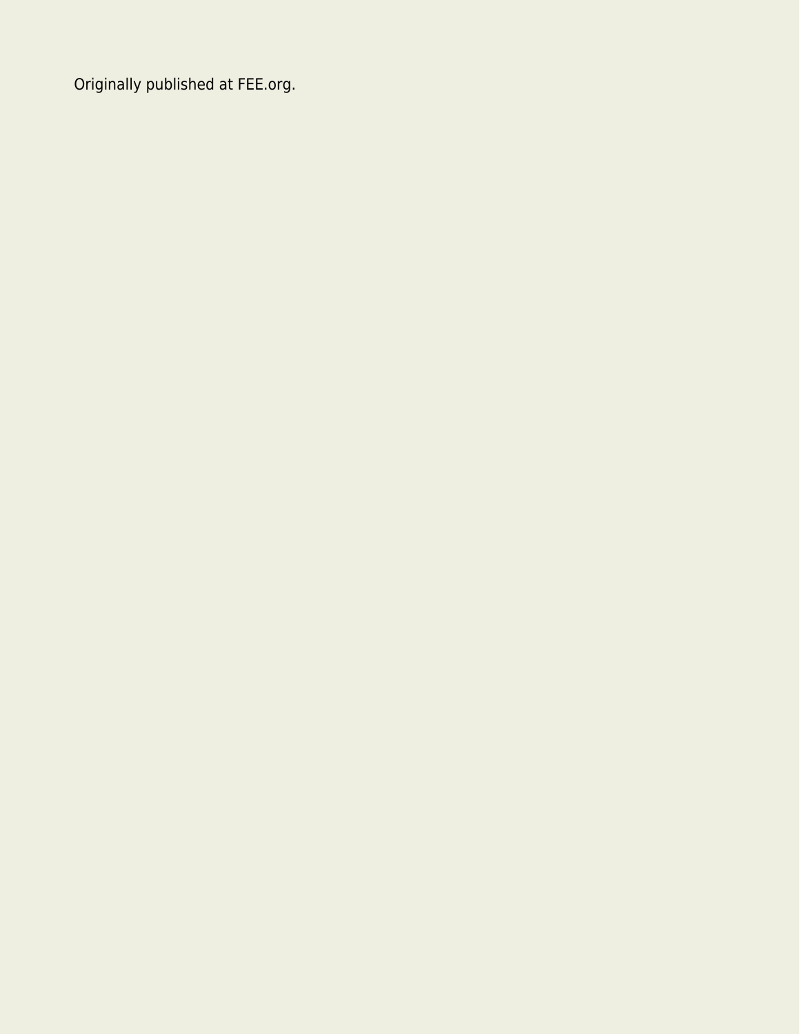Originally published at FEE.org.